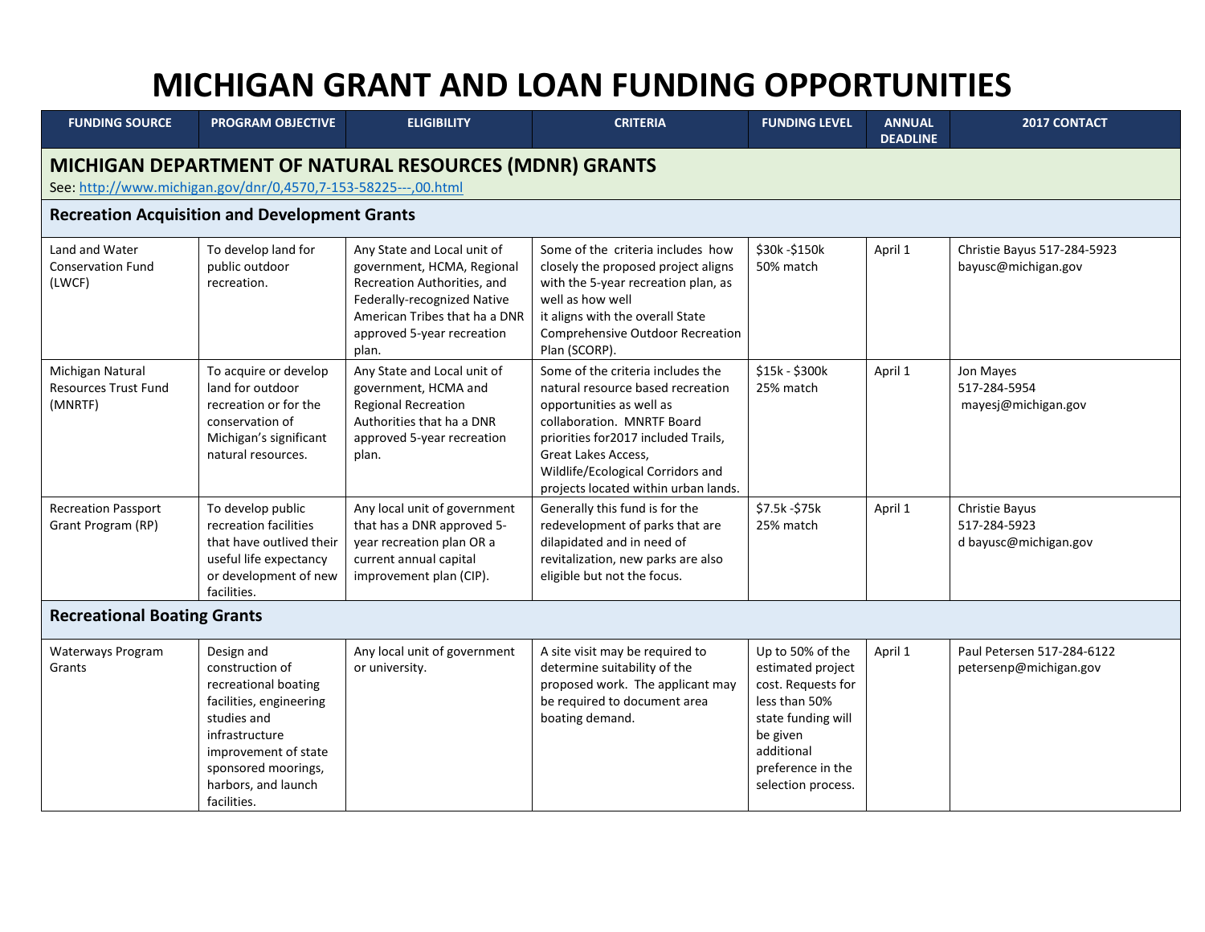# MICHIGAN GRANT AND LOAN FUNDING OPPORTUNITIES

| FUNDING SOURCE | PROGRAM OBJECTIVE | ELIGIBILITY | CRITERIA | FUNDING LEVEL | ANNUAL DEADLINE | 2017 CONTACT |
|---|---|---|---|---|---|---|
| **MICHIGAN DEPARTMENT OF NATURAL RESOURCES (MDNR) GRANTS** See: http://www.michigan.gov/dnr/0,4570,7-153-58225---,00.html | | | | | | |
| **Recreation Acquisition and Development Grants** | | | | | | |
| Land and Water Conservation Fund (LWCF) | To develop land for public outdoor recreation. | Any State and Local unit of government, HCMA, Regional Recreation Authorities, and Federally-recognized Native American Tribes that ha a DNR approved 5-year recreation plan. | Some of the criteria includes how closely the proposed project aligns with the 5-year recreation plan, as well as how well it aligns with the overall State Comprehensive Outdoor Recreation Plan (SCORP). | $30k -$150k 50% match | April 1 | Christie Bayus 517-284-5923 bayusc@michigan.gov |
| Michigan Natural Resources Trust Fund (MNRTF) | To acquire or develop land for outdoor recreation or for the conservation of Michigan's significant natural resources. | Any State and Local unit of government, HCMA and Regional Recreation Authorities that ha a DNR approved 5-year recreation plan. | Some of the criteria includes the natural resource based recreation opportunities as well as collaboration. MNRTF Board priorities for2017 included Trails, Great Lakes Access, Wildlife/Ecological Corridors and projects located within urban lands. | $15k - $300k 25% match | April 1 | Jon Mayes 517-284-5954 mayesj@michigan.gov |
| Recreation Passport Grant Program (RP) | To develop public recreation facilities that have outlived their useful life expectancy or development of new facilities. | Any local unit of government that has a DNR approved 5-year recreation plan OR a current annual capital improvement plan (CIP). | Generally this fund is for the redevelopment of parks that are dilapidated and in need of revitalization, new parks are also eligible but not the focus. | $7.5k -$75k 25% match | April 1 | Christie Bayus 517-284-5923 d bayusc@michigan.gov |
| **Recreational Boating Grants** | | | | | | |
| Waterways Program Grants | Design and construction of recreational boating facilities, engineering studies and infrastructure improvement of state sponsored moorings, harbors, and launch facilities. | Any local unit of government or university. | A site visit may be required to determine suitability of the proposed work. The applicant may be required to document area boating demand. | Up to 50% of the estimated project cost. Requests for less than 50% state funding will be given additional preference in the selection process. | April 1 | Paul Petersen 517-284-6122 petersenp@michigan.gov |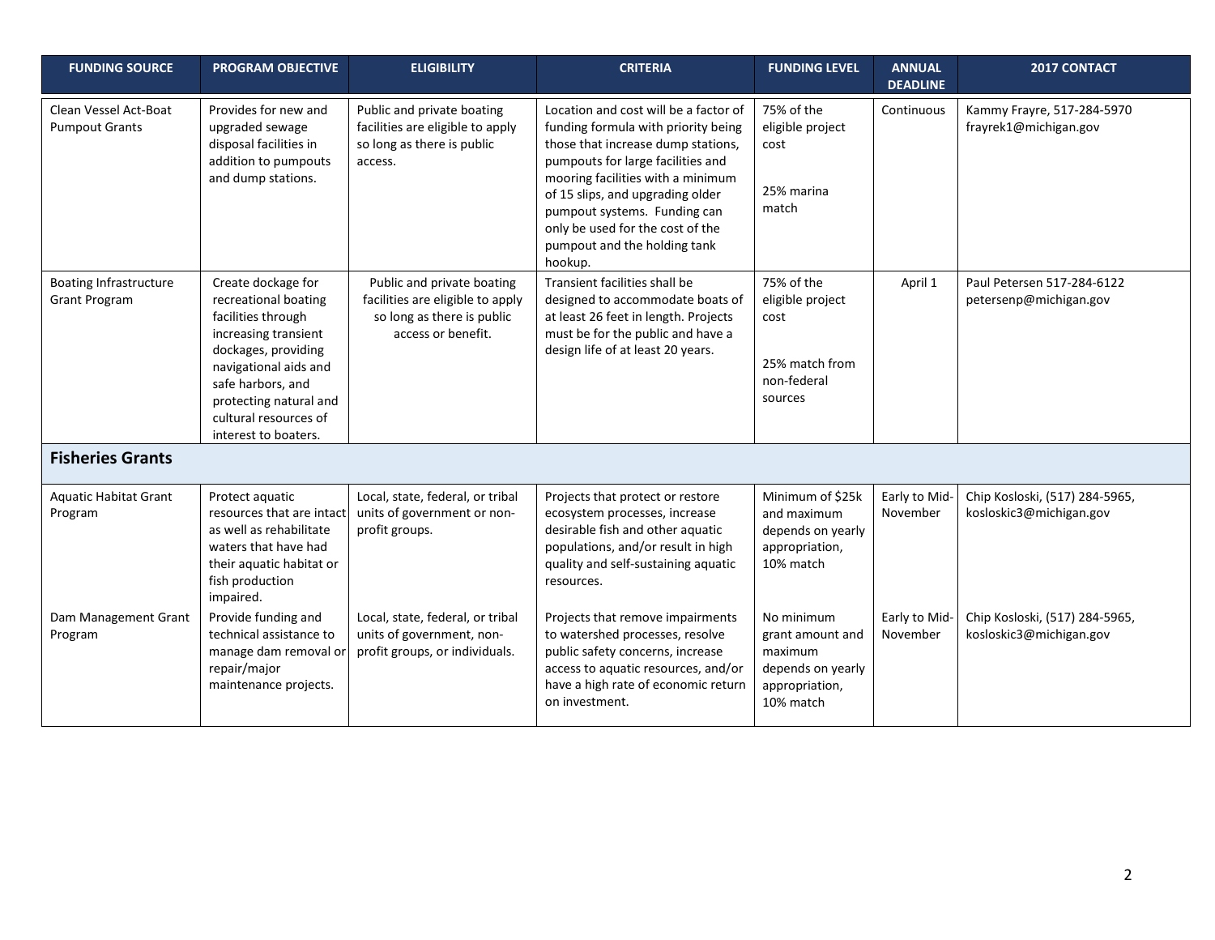| FUNDING SOURCE | PROGRAM OBJECTIVE | ELIGIBILITY | CRITERIA | FUNDING LEVEL | ANNUAL DEADLINE | 2017 CONTACT |
|---|---|---|---|---|---|---|
| Clean Vessel Act-Boat Pumpout Grants | Provides for new and upgraded sewage disposal facilities in addition to pumpouts and dump stations. | Public and private boating facilities are eligible to apply so long as there is public access. | Location and cost will be a factor of funding formula with priority being those that increase dump stations, pumpouts for large facilities and mooring facilities with a minimum of 15 slips, and upgrading older pumpout systems. Funding can only be used for the cost of the pumpout and the holding tank hookup. | 75% of the eligible project cost<br><br>25% marina match | Continuous | Kammy Frayre, 517-284-5970 frayrek1@michigan.gov |
| Boating Infrastructure Grant Program | Create dockage for recreational boating facilities through increasing transient dockages, providing navigational aids and safe harbors, and protecting natural and cultural resources of interest to boaters. | Public and private boating facilities are eligible to apply so long as there is public access or benefit. | Transient facilities shall be designed to accommodate boats of at least 26 feet in length. Projects must be for the public and have a design life of at least 20 years. | 75% of the eligible project cost<br><br>25% match from non-federal sources | April 1 | Paul Petersen 517-284-6122 petersenp@michigan.gov |
| **Fisheries Grants** | | | | | | |
| Aquatic Habitat Grant Program | Protect aquatic resources that are intact as well as rehabilitate waters that have had their aquatic habitat or fish production impaired. | Local, state, federal, or tribal units of government or non-profit groups. | Projects that protect or restore ecosystem processes, increase desirable fish and other aquatic populations, and/or result in high quality and self-sustaining aquatic resources. | Minimum of $25k and maximum depends on yearly appropriation, 10% match | Early to Mid-November | Chip Kosloski, (517) 284-5965, kosloskic3@michigan.gov |
| Dam Management Grant Program | Provide funding and technical assistance to manage dam removal or repair/major maintenance projects. | Local, state, federal, or tribal units of government, non-profit groups, or individuals. | Projects that remove impairments to watershed processes, resolve public safety concerns, increase access to aquatic resources, and/or have a high rate of economic return on investment. | No minimum grant amount and maximum depends on yearly appropriation, 10% match | Early to Mid-November | Chip Kosloski, (517) 284-5965, kosloskic3@michigan.gov |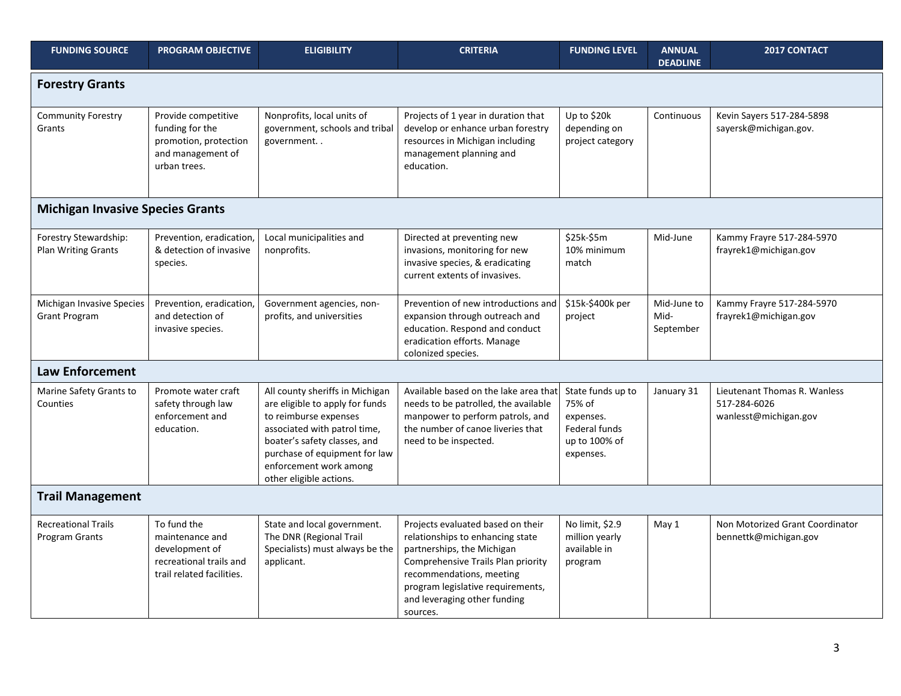| FUNDING SOURCE | PROGRAM OBJECTIVE | ELIGIBILITY | CRITERIA | FUNDING LEVEL | ANNUAL DEADLINE | 2017 CONTACT |
|---|---|---|---|---|---|---|
| **Forestry Grants** | | | | | | |
| Community Forestry Grants | Provide competitive funding for the promotion, protection and management of urban trees. | Nonprofits, local units of government, schools and tribal government. . | Projects of 1 year in duration that develop or enhance urban forestry resources in Michigan including management planning and education. | Up to $20k depending on project category | Continuous | Kevin Sayers 517-284-5898 sayersk@michigan.gov. |
| **Michigan Invasive Species Grants** | | | | | | |
| Forestry Stewardship: Plan Writing Grants | Prevention, eradication, & detection of invasive species. | Local municipalities and nonprofits. | Directed at preventing new invasions, monitoring for new invasive species, & eradicating current extents of invasives. | $25k-$5m 10% minimum match | Mid-June | Kammy Frayre 517-284-5970 frayrek1@michigan.gov |
| Michigan Invasive Species Grant Program | Prevention, eradication, and detection of invasive species. | Government agencies, non-profits, and universities | Prevention of new introductions and expansion through outreach and education. Respond and conduct eradication efforts. Manage colonized species. | $15k-$400k per project | Mid-June to Mid-September | Kammy Frayre 517-284-5970 frayrek1@michigan.gov |
| **Law Enforcement** | | | | | | |
| Marine Safety Grants to Counties | Promote water craft safety through law enforcement and education. | All county sheriffs in Michigan are eligible to apply for funds to reimburse expenses associated with patrol time, boater's safety classes, and purchase of equipment for law enforcement work among other eligible actions. | Available based on the lake area that needs to be patrolled, the available manpower to perform patrols, and the number of canoe liveries that need to be inspected. | State funds up to 75% of expenses. Federal funds up to 100% of expenses. | January 31 | Lieutenant Thomas R. Wanless 517-284-6026 wanlesst@michigan.gov |
| **Trail Management** | | | | | | |
| Recreational Trails Program Grants | To fund the maintenance and development of recreational trails and trail related facilities. | State and local government. The DNR (Regional Trail Specialists) must always be the applicant. | Projects evaluated based on their relationships to enhancing state partnerships, the Michigan Comprehensive Trails Plan priority recommendations, meeting program legislative requirements, and leveraging other funding sources. | No limit, $2.9 million yearly available in program | May 1 | Non Motorized Grant Coordinator bennettk@michigan.gov |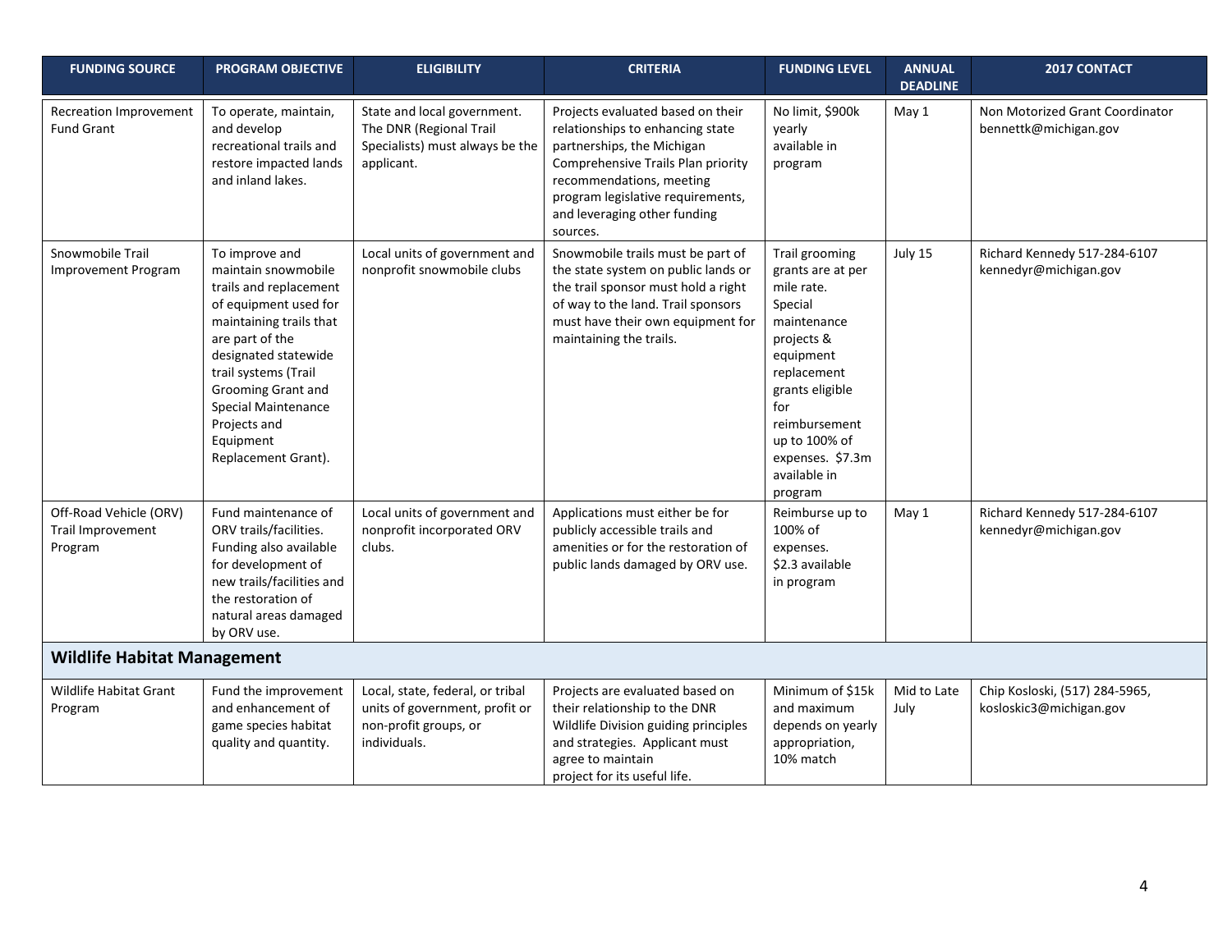| FUNDING SOURCE | PROGRAM OBJECTIVE | ELIGIBILITY | CRITERIA | FUNDING LEVEL | ANNUAL DEADLINE | 2017 CONTACT |
|---|---|---|---|---|---|---|
| Recreation Improvement Fund Grant | To operate, maintain, and develop recreational trails and restore impacted lands and inland lakes. | State and local government. The DNR (Regional Trail Specialists) must always be the applicant. | Projects evaluated based on their relationships to enhancing state partnerships, the Michigan Comprehensive Trails Plan priority recommendations, meeting program legislative requirements, and leveraging other funding sources. | No limit, $900k yearly available in program | May 1 | Non Motorized Grant Coordinator bennettk@michigan.gov |
| Snowmobile Trail Improvement Program | To improve and maintain snowmobile trails and replacement of equipment used for maintaining trails that are part of the designated statewide trail systems (Trail Grooming Grant and Special Maintenance Projects and Equipment Replacement Grant). | Local units of government and nonprofit snowmobile clubs | Snowmobile trails must be part of the state system on public lands or the trail sponsor must hold a right of way to the land. Trail sponsors must have their own equipment for maintaining the trails. | Trail grooming grants are at per mile rate. Special maintenance projects & equipment replacement grants eligible for reimbursement up to 100% of expenses. $7.3m available in program | July 15 | Richard Kennedy 517-284-6107 kennedyr@michigan.gov |
| Off-Road Vehicle (ORV) Trail Improvement Program | Fund maintenance of ORV trails/facilities. Funding also available for development of new trails/facilities and the restoration of natural areas damaged by ORV use. | Local units of government and nonprofit incorporated ORV clubs. | Applications must either be for publicly accessible trails and amenities or for the restoration of public lands damaged by ORV use. | Reimburse up to 100% of expenses. $2.3 available in program | May 1 | Richard Kennedy 517-284-6107 kennedyr@michigan.gov |
| **Wildlife Habitat Management** | | | | | | |
| Wildlife Habitat Grant Program | Fund the improvement and enhancement of game species habitat quality and quantity. | Local, state, federal, or tribal units of government, profit or non-profit groups, or individuals. | Projects are evaluated based on their relationship to the DNR Wildlife Division guiding principles and strategies. Applicant must agree to maintain project for its useful life. | Minimum of $15k and maximum depends on yearly appropriation, 10% match | Mid to Late July | Chip Kosloski, (517) 284-5965, kosloskic3@michigan.gov |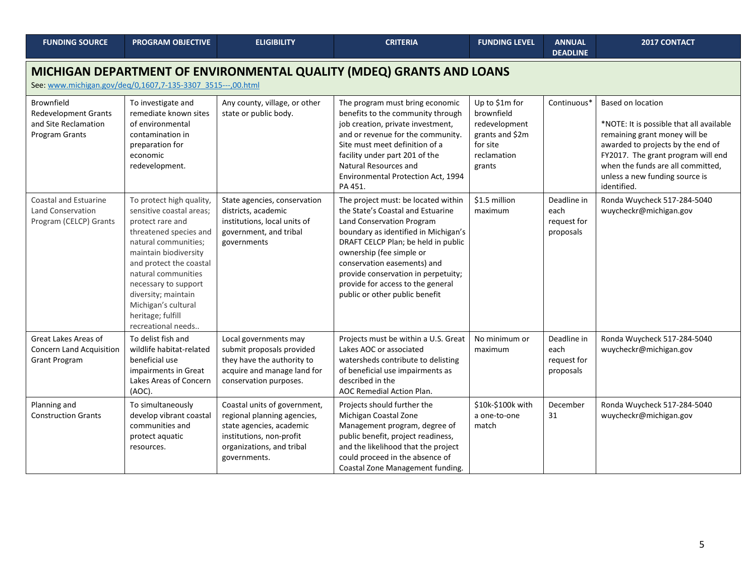| FUNDING SOURCE | PROGRAM OBJECTIVE | ELIGIBILITY | CRITERIA | FUNDING LEVEL | ANNUAL DEADLINE | 2017 CONTACT |
|---|---|---|---|---|---|---|
| **MICHIGAN DEPARTMENT OF ENVIRONMENTAL QUALITY (MDEQ) GRANTS AND LOANS** See: www.michigan.gov/deq/0,1607,7-135-3307_3515---,00.html | | | | | | |
| Brownfield Redevelopment Grants and Site Reclamation Program Grants | To investigate and remediate known sites of environmental contamination in preparation for economic redevelopment. | Any county, village, or other state or public body. | The program must bring economic benefits to the community through job creation, private investment, and or revenue for the community. Site must meet definition of a facility under part 201 of the Natural Resources and Environmental Protection Act, 1994 PA 451. | Up to $1m for brownfield redevelopment grants and $2m for site reclamation grants | Continuous* | Based on location<br><br>*NOTE: It is possible that all available remaining grant money will be awarded to projects by the end of FY2017. The grant program will end when the funds are all committed, unless a new funding source is identified. |
| Coastal and Estuarine Land Conservation Program (CELCP) Grants | To protect high quality, sensitive coastal areas; protect rare and threatened species and natural communities; maintain biodiversity and protect the coastal natural communities necessary to support diversity; maintain Michigan's cultural heritage; fulfill recreational needs.. | State agencies, conservation districts, academic institutions, local units of government, and tribal governments | The project must: be located within the State's Coastal and Estuarine Land Conservation Program boundary as identified in Michigan's DRAFT CELCP Plan; be held in public ownership (fee simple or conservation easements) and provide conservation in perpetuity; provide for access to the general public or other public benefit | $1.5 million maximum | Deadline in each request for proposals | Ronda Wuycheck 517-284-5040 wuycheckr@michigan.gov |
| Great Lakes Areas of Concern Land Acquisition Grant Program | To delist fish and wildlife habitat-related beneficial use impairments in Great Lakes Areas of Concern (AOC). | Local governments may submit proposals provided they have the authority to acquire and manage land for conservation purposes. | Projects must be within a U.S. Great Lakes AOC or associated watersheds contribute to delisting of beneficial use impairments as described in the AOC Remedial Action Plan. | No minimum or maximum | Deadline in each request for proposals | Ronda Wuycheck 517-284-5040 wuycheckr@michigan.gov |
| Planning and Construction Grants | To simultaneously develop vibrant coastal communities and protect aquatic resources. | Coastal units of government, regional planning agencies, state agencies, academic institutions, non-profit organizations, and tribal governments. | Projects should further the Michigan Coastal Zone Management program, degree of public benefit, project readiness, and the likelihood that the project could proceed in the absence of Coastal Zone Management funding. | $10k-$100k with a one-to-one match | December 31 | Ronda Wuycheck 517-284-5040 wuycheckr@michigan.gov |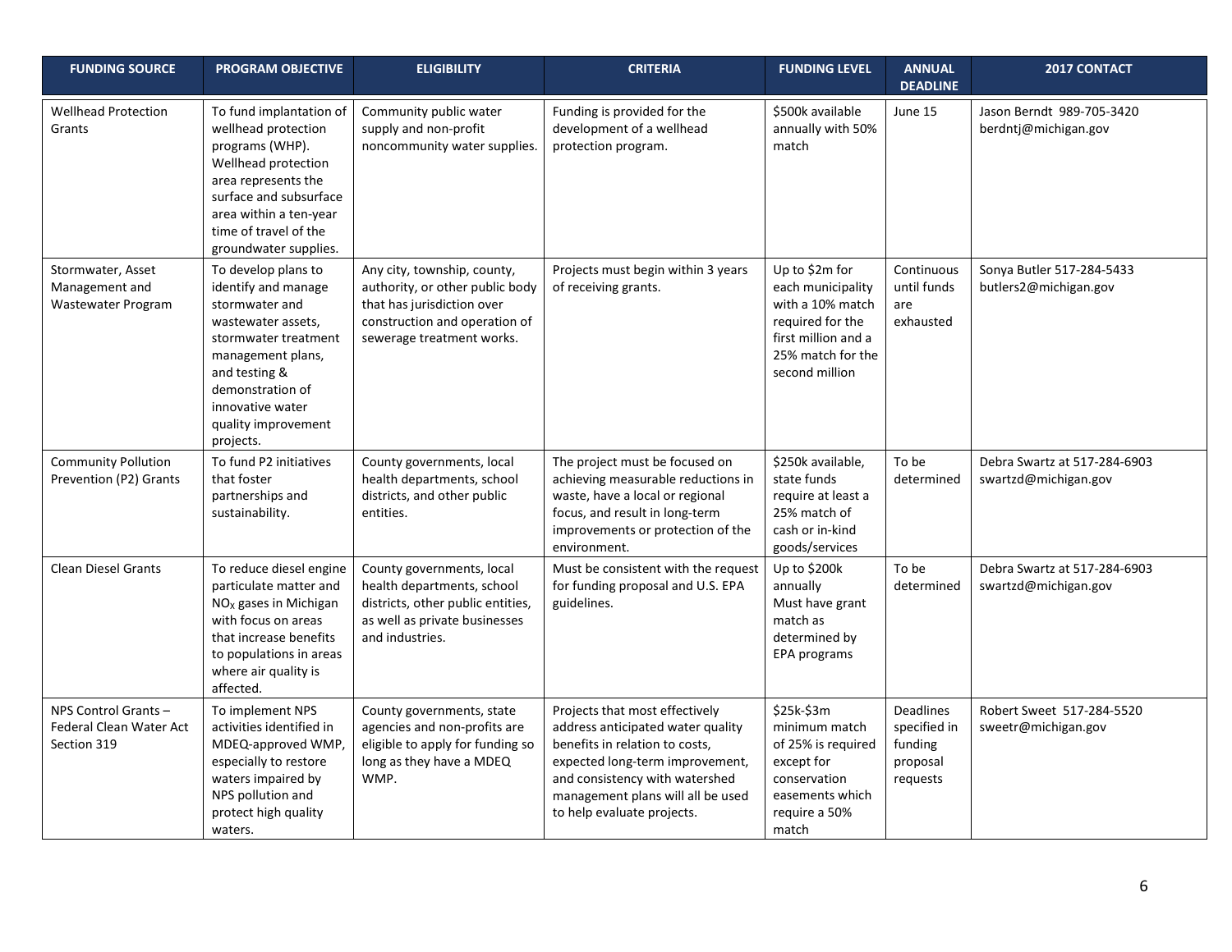| FUNDING SOURCE | PROGRAM OBJECTIVE | ELIGIBILITY | CRITERIA | FUNDING LEVEL | ANNUAL DEADLINE | 2017 CONTACT |
|---|---|---|---|---|---|---|
| Wellhead Protection Grants | To fund implantation of wellhead protection programs (WHP). Wellhead protection area represents the surface and subsurface area within a ten-year time of travel of the groundwater supplies. | Community public water supply and non-profit noncommunity water supplies. | Funding is provided for the development of a wellhead protection program. | \$500k available annually with 50% match | June 15 | Jason Berndt 989-705-3420 berdntj@michigan.gov |
| Stormwater, Asset Management and Wastewater Program | To develop plans to identify and manage stormwater and wastewater assets, stormwater treatment management plans, and testing & demonstration of innovative water quality improvement projects. | Any city, township, county, authority, or other public body that has jurisdiction over construction and operation of sewerage treatment works. | Projects must begin within 3 years of receiving grants. | Up to \$2m for each municipality with a 10% match required for the first million and a 25% match for the second million | Continuous until funds are exhausted | Sonya Butler 517-284-5433 butlers2@michigan.gov |
| Community Pollution Prevention (P2) Grants | To fund P2 initiatives that foster partnerships and sustainability. | County governments, local health departments, school districts, and other public entities. | The project must be focused on achieving measurable reductions in waste, have a local or regional focus, and result in long-term improvements or protection of the environment. | \$250k available, state funds require at least a 25% match of cash or in-kind goods/services | To be determined | Debra Swartz at 517-284-6903 swartzd@michigan.gov |
| Clean Diesel Grants | To reduce diesel engine particulate matter and $NO_X$ gases in Michigan with focus on areas that increase benefits to populations in areas where air quality is affected. | County governments, local health departments, school districts, other public entities, as well as private businesses and industries. | Must be consistent with the request for funding proposal and U.S. EPA guidelines. | Up to \$200k annually Must have grant match as determined by EPA programs | To be determined | Debra Swartz at 517-284-6903 swartzd@michigan.gov |
| NPS Control Grants – Federal Clean Water Act Section 319 | To implement NPS activities identified in MDEQ-approved WMP, especially to restore waters impaired by NPS pollution and protect high quality waters. | County governments, state agencies and non-profits are eligible to apply for funding so long as they have a MDEQ WMP. | Projects that most effectively address anticipated water quality benefits in relation to costs, expected long-term improvement, and consistency with watershed management plans will all be used to help evaluate projects. | \$25k-\$3m minimum match of 25% is required except for conservation easements which require a 50% match | Deadlines specified in funding proposal requests | Robert Sweet 517-284-5520 sweetr@michigan.gov |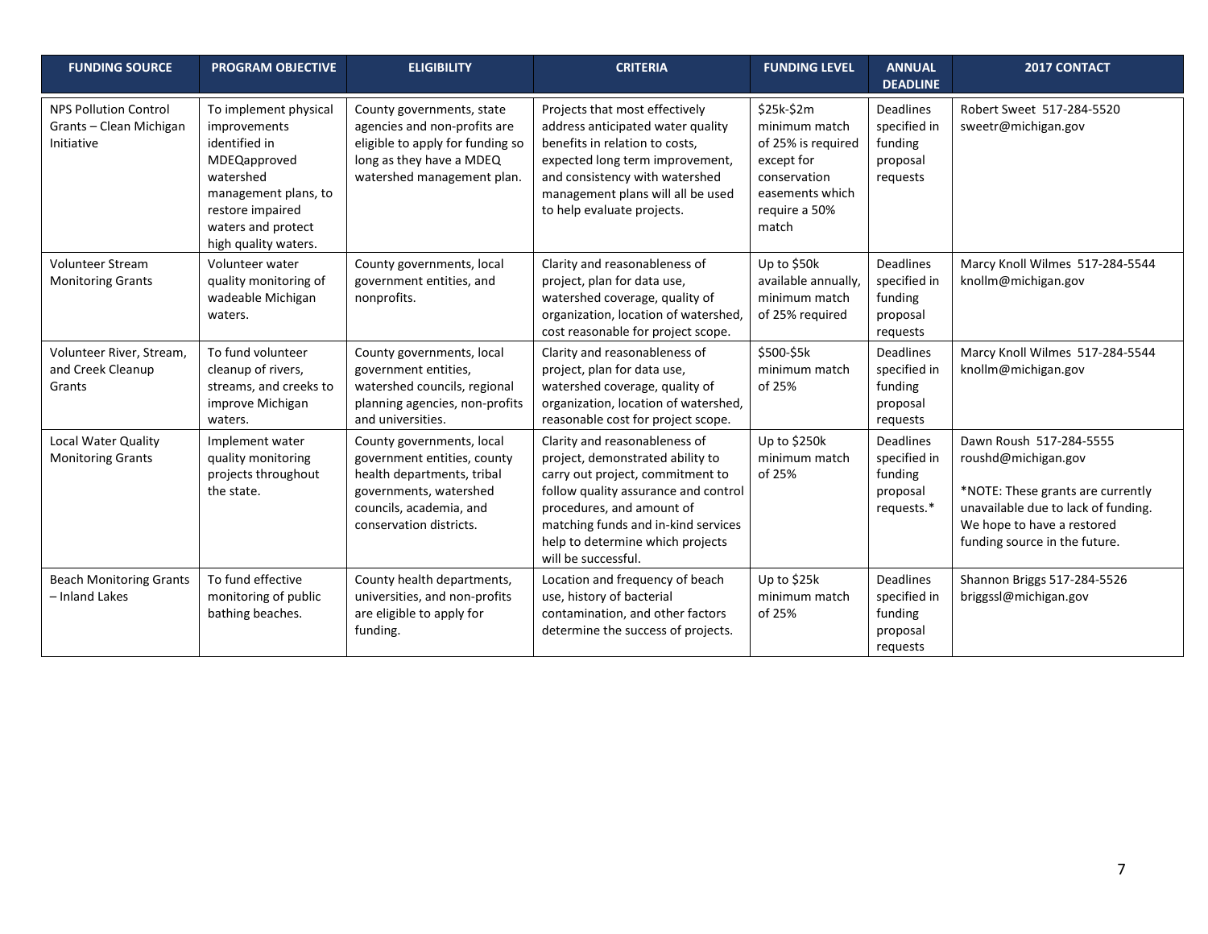| FUNDING SOURCE | PROGRAM OBJECTIVE | ELIGIBILITY | CRITERIA | FUNDING LEVEL | ANNUAL DEADLINE | 2017 CONTACT |
|---|---|---|---|---|---|---|
| NPS Pollution Control Grants – Clean Michigan Initiative | To implement physical improvements identified in MDEQapproved watershed management plans, to restore impaired waters and protect high quality waters. | County governments, state agencies and non-profits are eligible to apply for funding so long as they have a MDEQ watershed management plan. | Projects that most effectively address anticipated water quality benefits in relation to costs, expected long term improvement, and consistency with watershed management plans will all be used to help evaluate projects. | $25k-$2m minimum match of 25% is required except for conservation easements which require a 50% match | Deadlines specified in funding proposal requests | Robert Sweet 517-284-5520 sweetr@michigan.gov |
| Volunteer Stream Monitoring Grants | Volunteer water quality monitoring of wadeable Michigan waters. | County governments, local government entities, and nonprofits. | Clarity and reasonableness of project, plan for data use, watershed coverage, quality of organization, location of watershed, cost reasonable for project scope. | Up to $50k available annually, minimum match of 25% required | Deadlines specified in funding proposal requests | Marcy Knoll Wilmes 517-284-5544 knollm@michigan.gov |
| Volunteer River, Stream, and Creek Cleanup Grants | To fund volunteer cleanup of rivers, streams, and creeks to improve Michigan waters. | County governments, local government entities, watershed councils, regional planning agencies, non-profits and universities. | Clarity and reasonableness of project, plan for data use, watershed coverage, quality of organization, location of watershed, reasonable cost for project scope. | $500-$5k minimum match of 25% | Deadlines specified in funding proposal requests | Marcy Knoll Wilmes 517-284-5544 knollm@michigan.gov |
| Local Water Quality Monitoring Grants | Implement water quality monitoring projects throughout the state. | County governments, local government entities, county health departments, tribal governments, watershed councils, academia, and conservation districts. | Clarity and reasonableness of project, demonstrated ability to carry out project, commitment to follow quality assurance and control procedures, and amount of matching funds and in-kind services help to determine which projects will be successful. | Up to $250k minimum match of 25% | Deadlines specified in funding proposal requests.* | Dawn Roush 517-284-5555 roushd@michigan.gov<br><br>*NOTE: These grants are currently unavailable due to lack of funding. We hope to have a restored funding source in the future. |
| Beach Monitoring Grants – Inland Lakes | To fund effective monitoring of public bathing beaches. | County health departments, universities, and non-profits are eligible to apply for funding. | Location and frequency of beach use, history of bacterial contamination, and other factors determine the success of projects. | Up to $25k minimum match of 25% | Deadlines specified in funding proposal requests | Shannon Briggs 517-284-5526 briggssl@michigan.gov |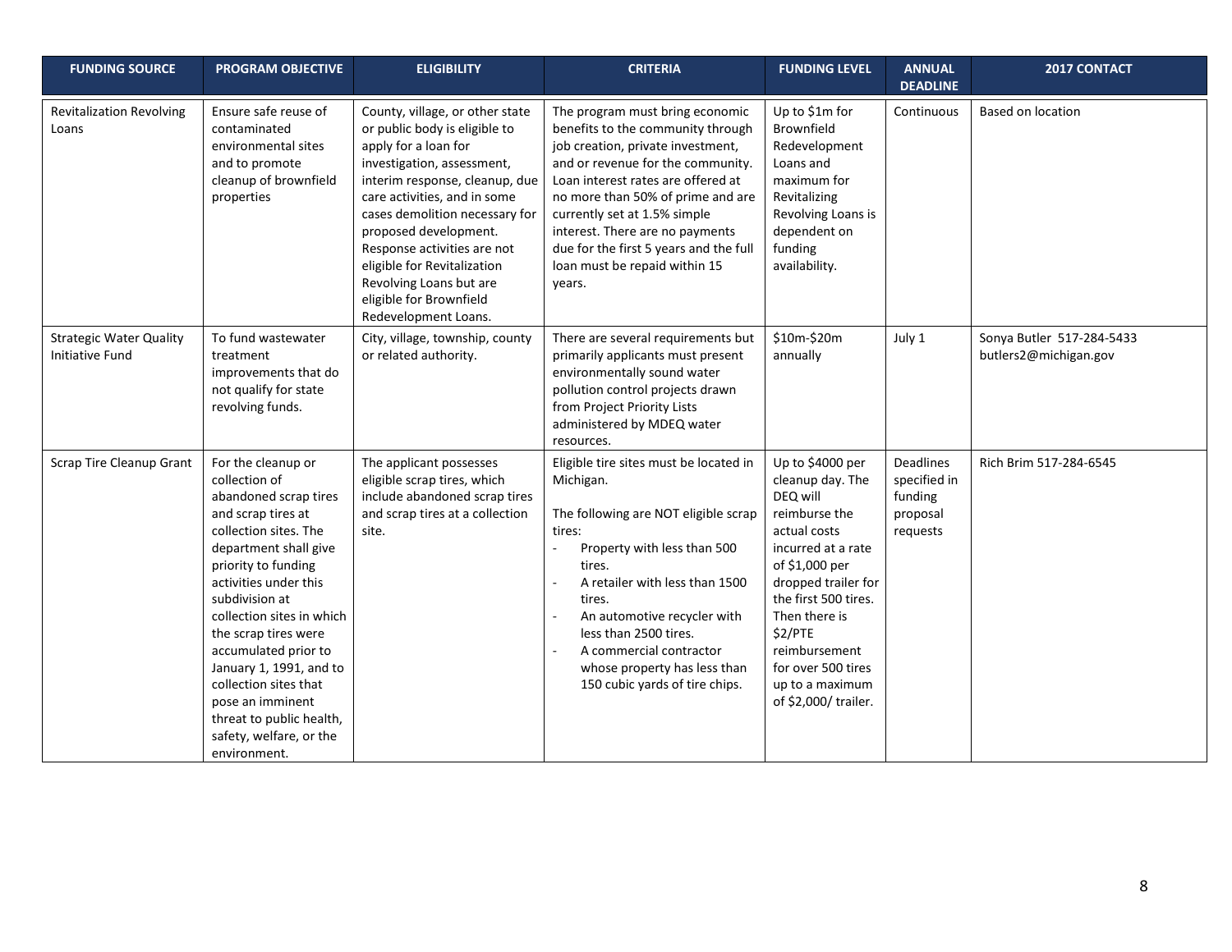| FUNDING SOURCE | PROGRAM OBJECTIVE | ELIGIBILITY | CRITERIA | FUNDING LEVEL | ANNUAL DEADLINE | 2017 CONTACT |
|---|---|---|---|---|---|---|
| Revitalization Revolving Loans | Ensure safe reuse of contaminated environmental sites and to promote cleanup of brownfield properties | County, village, or other state or public body is eligible to apply for a loan for investigation, assessment, interim response, cleanup, due care activities, and in some cases demolition necessary for proposed development. Response activities are not eligible for Revitalization Revolving Loans but are eligible for Brownfield Redevelopment Loans. | The program must bring economic benefits to the community through job creation, private investment, and or revenue for the community. Loan interest rates are offered at no more than 50% of prime and are currently set at 1.5% simple interest. There are no payments due for the first 5 years and the full loan must be repaid within 15 years. | Up to $1m for Brownfield Redevelopment Loans and maximum for Revitalizing Revolving Loans is dependent on funding availability. | Continuous | Based on location |
| Strategic Water Quality Initiative Fund | To fund wastewater treatment improvements that do not qualify for state revolving funds. | City, village, township, county or related authority. | There are several requirements but primarily applicants must present environmentally sound water pollution control projects drawn from Project Priority Lists administered by MDEQ water resources. | $10m-$20m annually | July 1 | Sonya Butler 517-284-5433 butlers2@michigan.gov |
| Scrap Tire Cleanup Grant | For the cleanup or collection of abandoned scrap tires and scrap tires at collection sites. The department shall give priority to funding activities under this subdivision at collection sites in which the scrap tires were accumulated prior to January 1, 1991, and to collection sites that pose an imminent threat to public health, safety, welfare, or the environment. | The applicant possesses eligible scrap tires, which include abandoned scrap tires and scrap tires at a collection site. | Eligible tire sites must be located in Michigan.<br><br>The following are NOT eligible scrap tires:<br>- Property with less than 500 tires.<br>- A retailer with less than 1500 tires.<br>- An automotive recycler with less than 2500 tires.<br>- A commercial contractor whose property has less than 150 cubic yards of tire chips. | Up to $4000 per cleanup day. The DEQ will reimburse the actual costs incurred at a rate of $1,000 per dropped trailer for the first 500 tires. Then there is $2/PTE reimbursement for over 500 tires up to a maximum of $2,000/ trailer. | Deadlines specified in funding proposal requests | Rich Brim 517-284-6545 |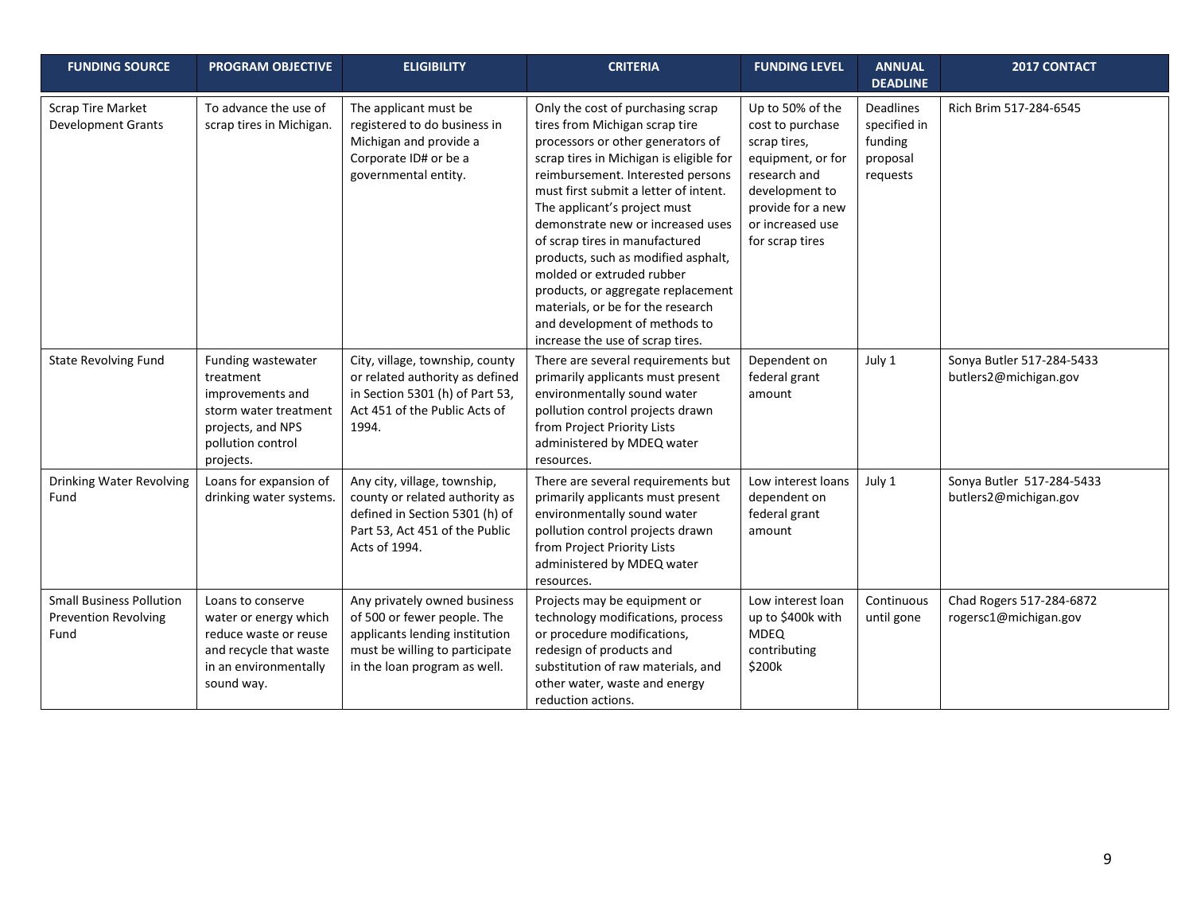| FUNDING SOURCE | PROGRAM OBJECTIVE | ELIGIBILITY | CRITERIA | FUNDING LEVEL | ANNUAL DEADLINE | 2017 CONTACT |
|---|---|---|---|---|---|---|
| Scrap Tire Market Development Grants | To advance the use of scrap tires in Michigan. | The applicant must be registered to do business in Michigan and provide a Corporate ID# or be a governmental entity. | Only the cost of purchasing scrap tires from Michigan scrap tire processors or other generators of scrap tires in Michigan is eligible for reimbursement. Interested persons must first submit a letter of intent. The applicant's project must demonstrate new or increased uses of scrap tires in manufactured products, such as modified asphalt, molded or extruded rubber products, or aggregate replacement materials, or be for the research and development of methods to increase the use of scrap tires. | Up to 50% of the cost to purchase scrap tires, equipment, or for research and development to provide for a new or increased use for scrap tires | Deadlines specified in funding proposal requests | Rich Brim 517-284-6545 |
| State Revolving Fund | Funding wastewater treatment improvements and storm water treatment projects, and NPS pollution control projects. | City, village, township, county or related authority as defined in Section 5301 (h) of Part 53, Act 451 of the Public Acts of 1994. | There are several requirements but primarily applicants must present environmentally sound water pollution control projects drawn from Project Priority Lists administered by MDEQ water resources. | Dependent on federal grant amount | July 1 | Sonya Butler 517-284-5433 butlers2@michigan.gov |
| Drinking Water Revolving Fund | Loans for expansion of drinking water systems. | Any city, village, township, county or related authority as defined in Section 5301 (h) of Part 53, Act 451 of the Public Acts of 1994. | There are several requirements but primarily applicants must present environmentally sound water pollution control projects drawn from Project Priority Lists administered by MDEQ water resources. | Low interest loans dependent on federal grant amount | July 1 | Sonya Butler 517-284-5433 butlers2@michigan.gov |
| Small Business Pollution Prevention Revolving Fund | Loans to conserve water or energy which reduce waste or reuse and recycle that waste in an environmentally sound way. | Any privately owned business of 500 or fewer people. The applicants lending institution must be willing to participate in the loan program as well. | Projects may be equipment or technology modifications, process or procedure modifications, redesign of products and substitution of raw materials, and other water, waste and energy reduction actions. | Low interest loan up to $400k with MDEQ contributing $200k | Continuous until gone | Chad Rogers 517-284-6872 rogersc1@michigan.gov |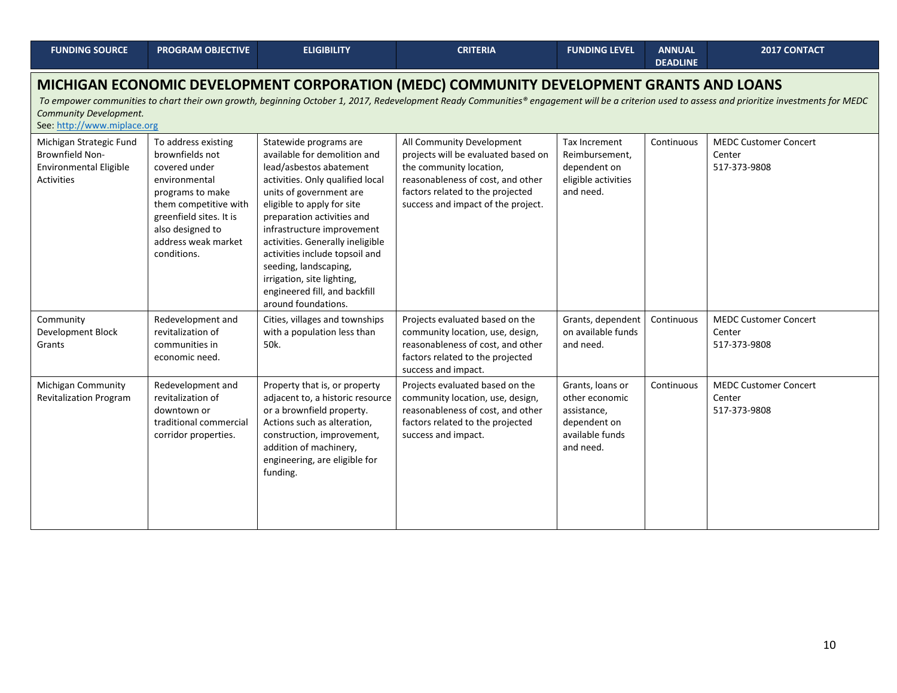| FUNDING SOURCE | PROGRAM OBJECTIVE | ELIGIBILITY | CRITERIA | FUNDING LEVEL | ANNUAL DEADLINE | 2017 CONTACT |
|---|---|---|---|---|---|---|
| **MICHIGAN ECONOMIC DEVELOPMENT CORPORATION (MEDC) COMMUNITY DEVELOPMENT GRANTS AND LOANS** *To empower communities to chart their own growth, beginning October 1, 2017, Redevelopment Ready Communities® engagement will be a criterion used to assess and prioritize investments for MEDC Community Development.* See: http://www.miplace.org | | | | | | |
| Michigan Strategic Fund Brownfield Non-Environmental Eligible Activities | To address existing brownfields not covered under environmental programs to make them competitive with greenfield sites. It is also designed to address weak market conditions. | Statewide programs are available for demolition and lead/asbestos abatement activities. Only qualified local units of government are eligible to apply for site preparation activities and infrastructure improvement activities. Generally ineligible activities include topsoil and seeding, landscaping, irrigation, site lighting, engineered fill, and backfill around foundations. | All Community Development projects will be evaluated based on the community location, reasonableness of cost, and other factors related to the projected success and impact of the project. | Tax Increment Reimbursement, dependent on eligible activities and need. | Continuous | MEDC Customer Concert Center 517-373-9808 |
| Community Development Block Grants | Redevelopment and revitalization of communities in economic need. | Cities, villages and townships with a population less than 50k. | Projects evaluated based on the community location, use, design, reasonableness of cost, and other factors related to the projected success and impact. | Grants, dependent on available funds and need. | Continuous | MEDC Customer Concert Center 517-373-9808 |
| Michigan Community Revitalization Program | Redevelopment and revitalization of downtown or traditional commercial corridor properties. | Property that is, or property adjacent to, a historic resource or a brownfield property. Actions such as alteration, construction, improvement, addition of machinery, engineering, are eligible for funding. | Projects evaluated based on the community location, use, design, reasonableness of cost, and other factors related to the projected success and impact. | Grants, loans or other economic assistance, dependent on available funds and need. | Continuous | MEDC Customer Concert Center 517-373-9808 |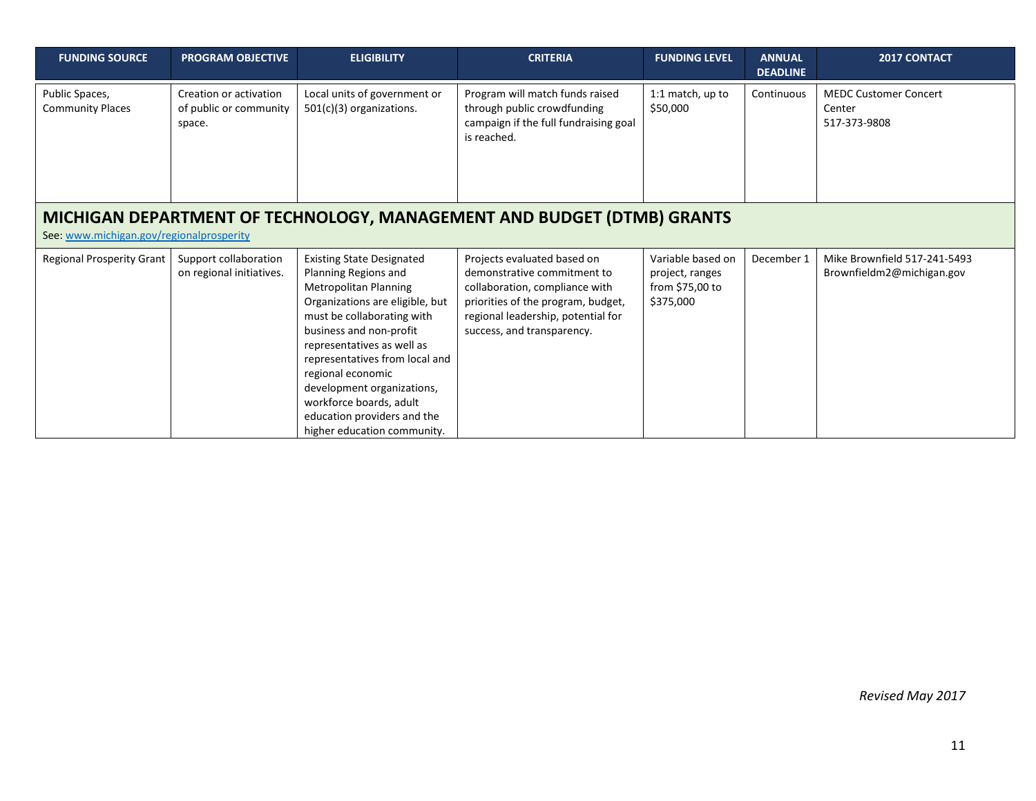| FUNDING SOURCE | PROGRAM OBJECTIVE | ELIGIBILITY | CRITERIA | FUNDING LEVEL | ANNUAL DEADLINE | 2017 CONTACT |
|---|---|---|---|---|---|---|
| Public Spaces, Community Places | Creation or activation of public or community space. | Local units of government or 501(c)(3) organizations. | Program will match funds raised through public crowdfunding campaign if the full fundraising goal is reached. | 1:1 match, up to $50,000 | Continuous | MEDC Customer Concert Center 517-373-9808 |
| **MICHIGAN DEPARTMENT OF TECHNOLOGY, MANAGEMENT AND BUDGET (DTMB) GRANTS** See: www.michigan.gov/regionalprosperity | | | | | | |
| Regional Prosperity Grant | Support collaboration on regional initiatives. | Existing State Designated Planning Regions and Metropolitan Planning Organizations are eligible, but must be collaborating with business and non-profit representatives as well as representatives from local and regional economic development organizations, workforce boards, adult education providers and the higher education community. | Projects evaluated based on demonstrative commitment to collaboration, compliance with priorities of the program, budget, regional leadership, potential for success, and transparency. | Variable based on project, ranges from $75,00 to $375,000 | December 1 | Mike Brownfield 517-241-5493 Brownfieldm2@michigan.gov |

*Revised May 2017*